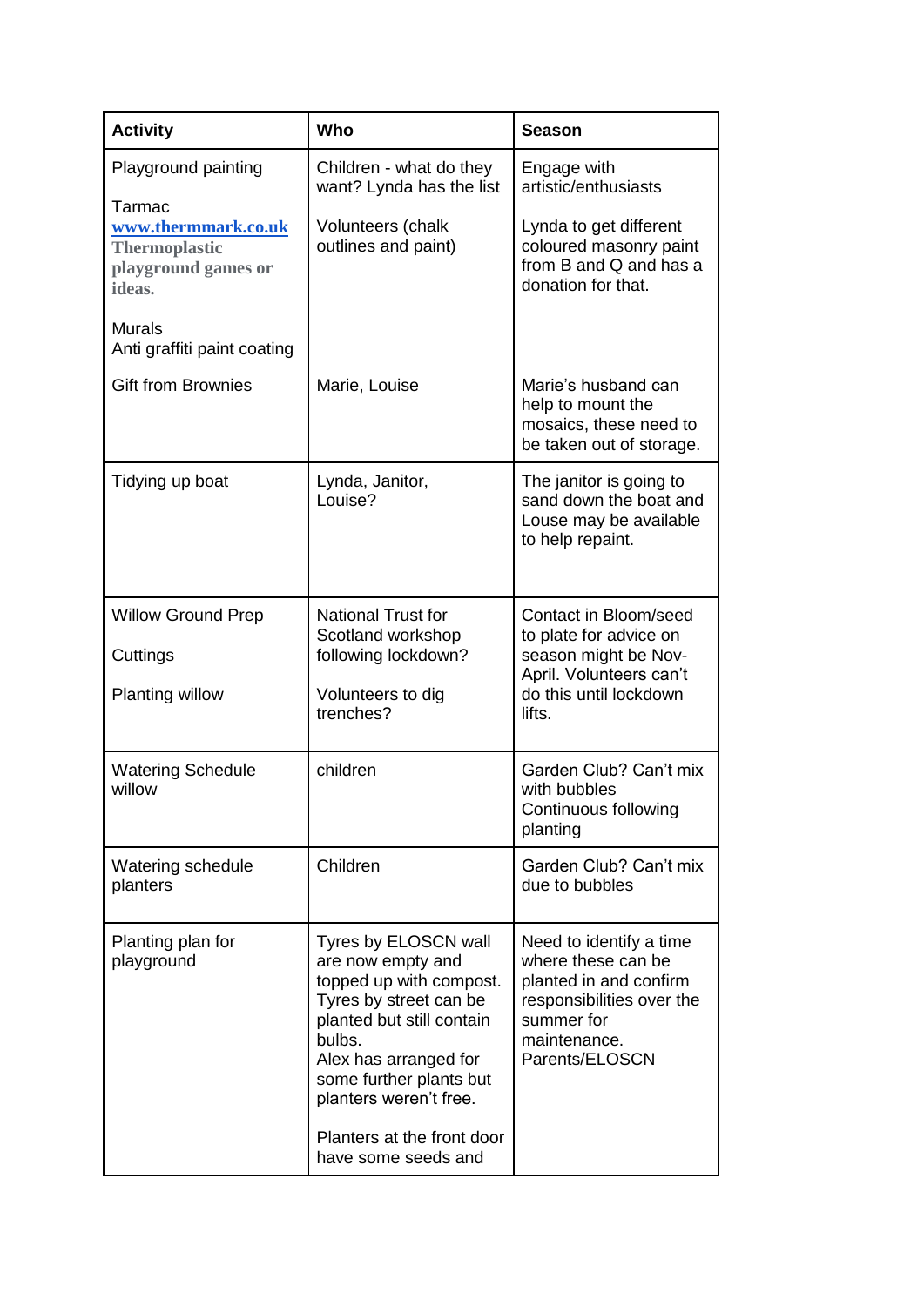| Activity | Who | Season |
|---|---|---|
| Playground painting<br><br>Tarmac<br>**www.thermmark.co.uk**<br>**Thermoplastic playground games or ideas.**<br><br>Murals<br>Anti graffiti paint coating | Children - what do they want? Lynda has the list<br><br>Volunteers (chalk outlines and paint) | Engage with artistic/enthusiasts<br><br>Lynda to get different coloured masonry paint from B and Q and has a donation for that. |
| Gift from Brownies | Marie, Louise | Marie's husband can help to mount the mosaics, these need to be taken out of storage. |
| Tidying up boat | Lynda, Janitor, Louise? | The janitor is going to sand down the boat and Louse may be available to help repaint. |
| Willow Ground Prep<br><br>Cuttings<br><br>Planting willow | National Trust for Scotland workshop following lockdown?<br><br>Volunteers to dig trenches? | Contact in Bloom/seed to plate for advice on season might be Nov-April. Volunteers can't do this until lockdown lifts. |
| Watering Schedule willow | children | Garden Club? Can't mix with bubbles<br>Continuous following planting |
| Watering schedule planters | Children | Garden Club? Can't mix due to bubbles |
| Planting plan for playground | Tyres by ELOSCN wall are now empty and topped up with compost. Tyres by street can be planted but still contain bulbs.<br>Alex has arranged for some further plants but planters weren't free.<br><br>Planters at the front door have some seeds and | Need to identify a time where these can be planted in and confirm responsibilities over the summer for maintenance. Parents/ELOSCN |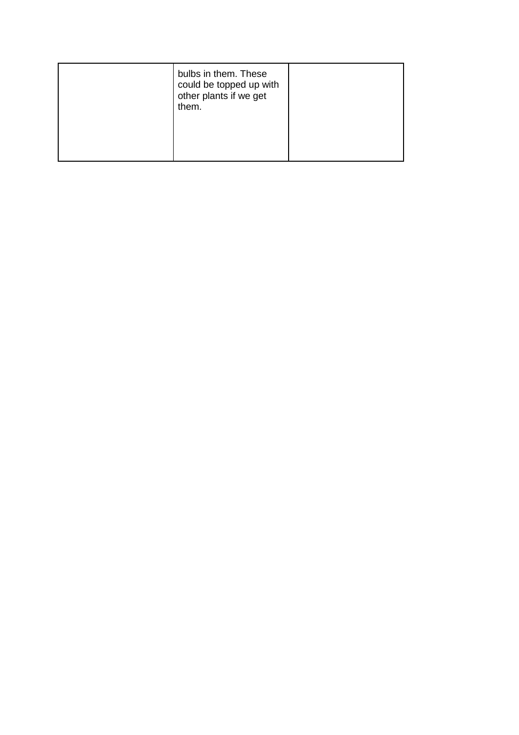| | | |
|---|---|---|
| | bulbs in them. These could be topped up with other plants if we get them. | |